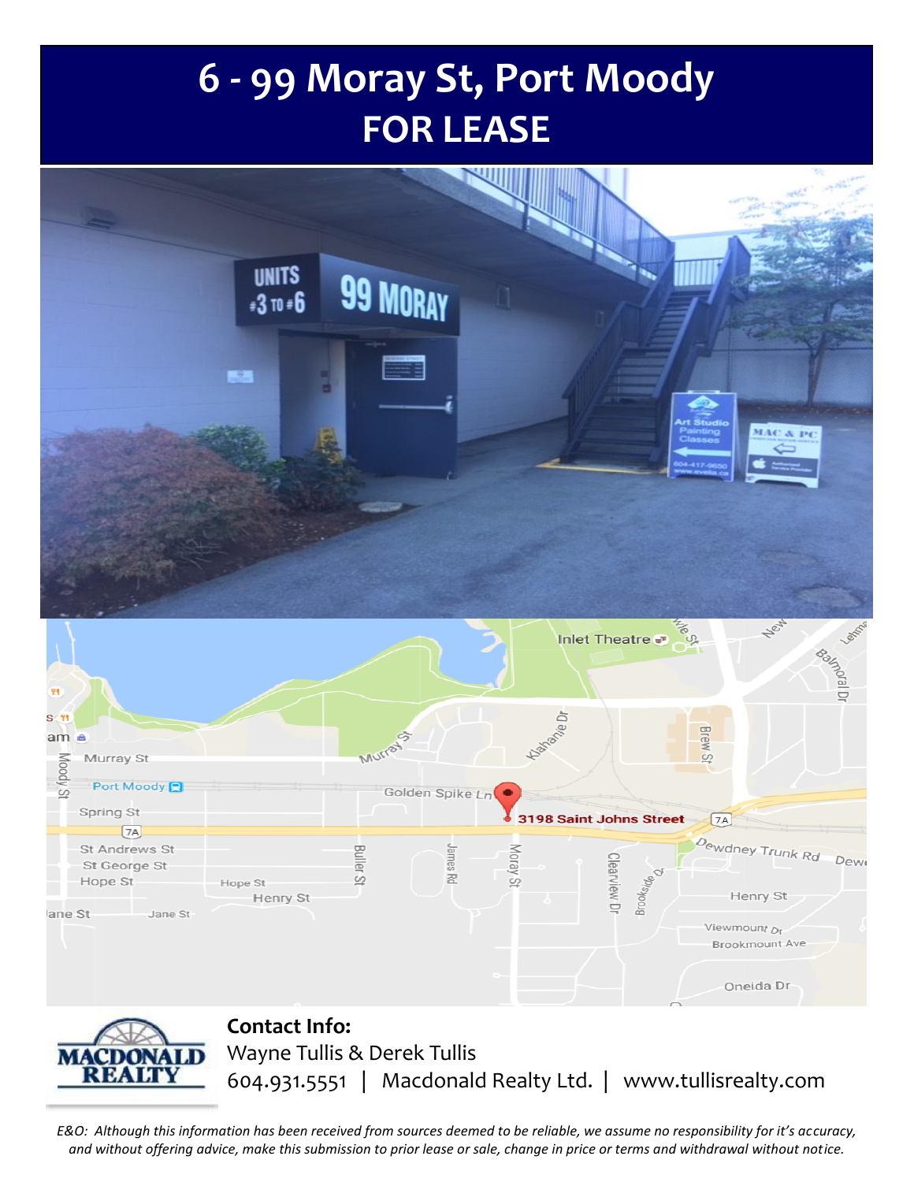# 6 - 99 Moray St, Port Moody
# FOR LEASE

**Contact Info:**
Wayne Tullis & Derek Tullis
604.931.5551 | Macdonald Realty Ltd. | www.tullisrealty.com

*E&O: Although this information has been received from sources deemed to be reliable, we assume no responsibility for it's accuracy, and without offering advice, make this submission to prior lease or sale, change in price or terms and withdrawal without notice.*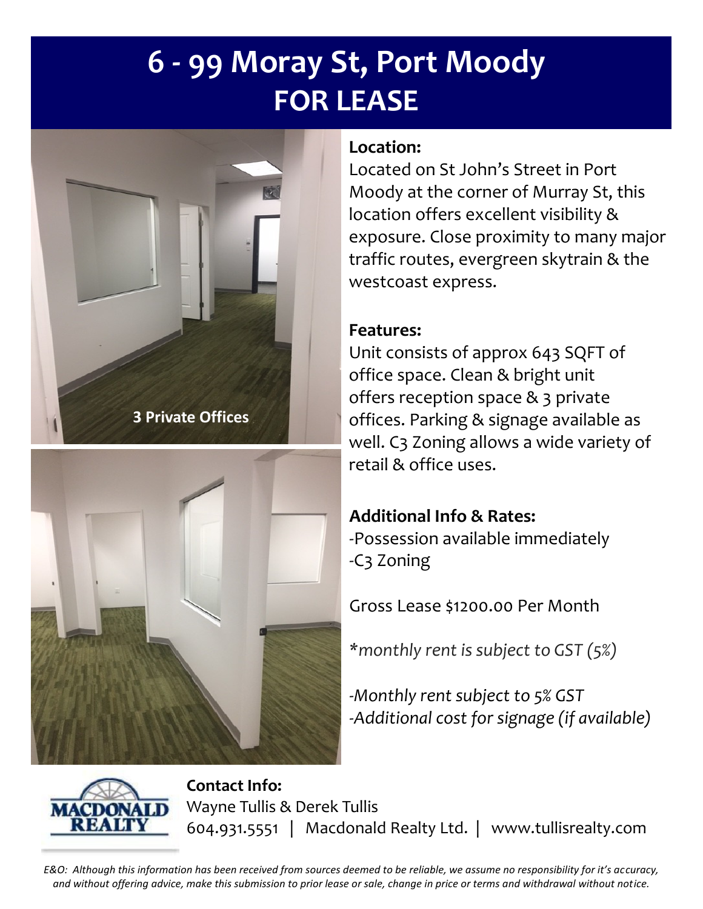# 6 - 99 Moray St, Port Moody
# FOR LEASE

3 Private Offices

**Location:**

Located on St John's Street in Port Moody at the corner of Murray St, this location offers excellent visibility & exposure. Close proximity to many major traffic routes, evergreen skytrain & the westcoast express.

**Features:**

Unit consists of approx 643 SQFT of office space. Clean & bright unit offers reception space & 3 private offices. Parking & signage available as well. C3 Zoning allows a wide variety of retail & office uses.

**Additional Info & Rates:**

-Possession available immediately
-C3 Zoning

Gross Lease $1200.00 Per Month

**monthly rent is subject to GST (5%)*

*-Monthly rent subject to 5% GST*
*-Additional cost for signage (if available)*

**Contact Info:**

Wayne Tullis & Derek Tullis
604.931.5551 | Macdonald Realty Ltd. | www.tullisrealty.com

*E&O: Although this information has been received from sources deemed to be reliable, we assume no responsibility for it's accuracy, and without offering advice, make this submission to prior lease or sale, change in price or terms and withdrawal without notice.*